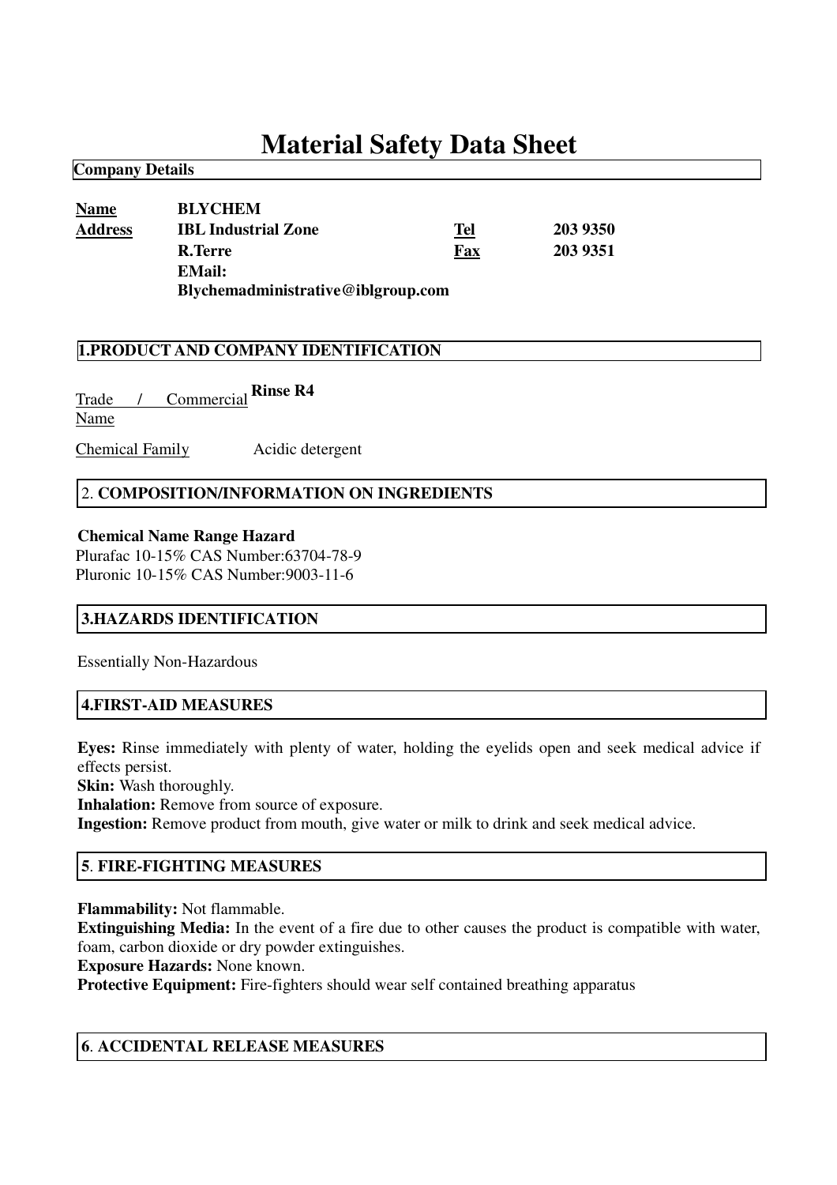# Material Safety Data Sheet

**Company Details**

| | | | |
|---|---|---|---|
| **Name** | **BLYCHEM** | | |
| **Address** | **IBL Industrial Zone** | **Tel** | **203 9350** |
| | **R.Terre** | **Fax** | **203 9351** |
| | **EMail: Blychemadministrative@iblgroup.com** | | |

## 1.PRODUCT AND COMPANY IDENTIFICATION

Trade / Commercial Name **Rinse R4**

Chemical Family Acidic detergent

## 2. COMPOSITION/INFORMATION ON INGREDIENTS

**Chemical Name Range Hazard**

Plurafac 10-15% CAS Number:63704-78-9

Pluronic 10-15% CAS Number:9003-11-6

## 3.HAZARDS IDENTIFICATION

Essentially Non-Hazardous

## 4.FIRST-AID MEASURES

**Eyes:** Rinse immediately with plenty of water, holding the eyelids open and seek medical advice if effects persist.

**Skin:** Wash thoroughly.

**Inhalation:** Remove from source of exposure.

**Ingestion:** Remove product from mouth, give water or milk to drink and seek medical advice.

## 5. FIRE-FIGHTING MEASURES

**Flammability:** Not flammable.

**Extinguishing Media:** In the event of a fire due to other causes the product is compatible with water, foam, carbon dioxide or dry powder extinguishes.

**Exposure Hazards:** None known.

**Protective Equipment:** Fire-fighters should wear self contained breathing apparatus

## 6. ACCIDENTAL RELEASE MEASURES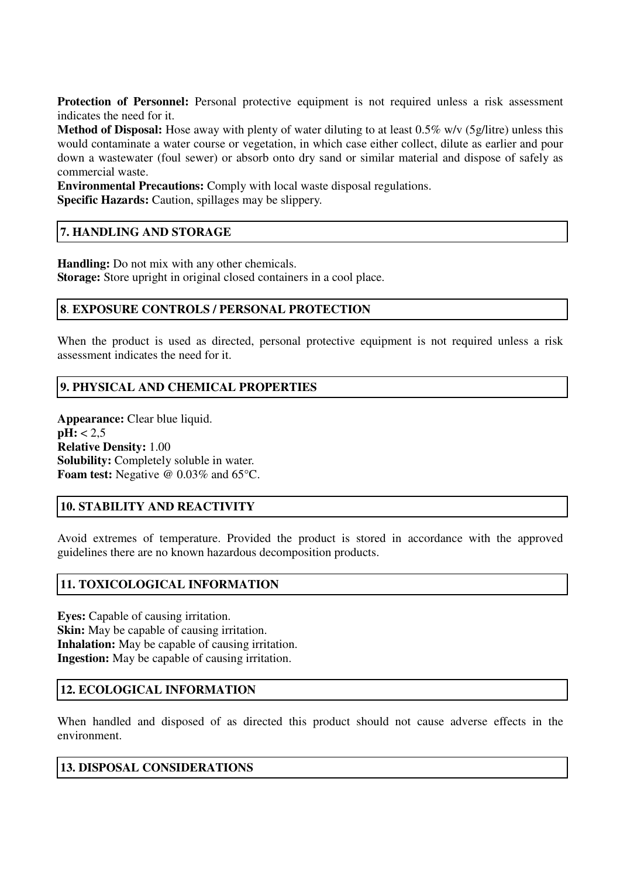**Protection of Personnel:** Personal protective equipment is not required unless a risk assessment indicates the need for it.
**Method of Disposal:** Hose away with plenty of water diluting to at least 0.5% w/v (5g/litre) unless this would contaminate a water course or vegetation, in which case either collect, dilute as earlier and pour down a wastewater (foul sewer) or absorb onto dry sand or similar material and dispose of safely as commercial waste.
**Environmental Precautions:** Comply with local waste disposal regulations.
**Specific Hazards:** Caution, spillages may be slippery.

## 7. HANDLING AND STORAGE

**Handling:** Do not mix with any other chemicals.
**Storage:** Store upright in original closed containers in a cool place.

## 8. EXPOSURE CONTROLS / PERSONAL PROTECTION

When the product is used as directed, personal protective equipment is not required unless a risk assessment indicates the need for it.

## 9. PHYSICAL AND CHEMICAL PROPERTIES

**Appearance:** Clear blue liquid.
**pH:** < 2,5
**Relative Density:** 1.00
**Solubility:** Completely soluble in water.
**Foam test:** Negative @ 0.03% and 65°C.

## 10. STABILITY AND REACTIVITY

Avoid extremes of temperature. Provided the product is stored in accordance with the approved guidelines there are no known hazardous decomposition products.

## 11. TOXICOLOGICAL INFORMATION

**Eyes:** Capable of causing irritation.
**Skin:** May be capable of causing irritation.
**Inhalation:** May be capable of causing irritation.
**Ingestion:** May be capable of causing irritation.

## 12. ECOLOGICAL INFORMATION

When handled and disposed of as directed this product should not cause adverse effects in the environment.

## 13. DISPOSAL CONSIDERATIONS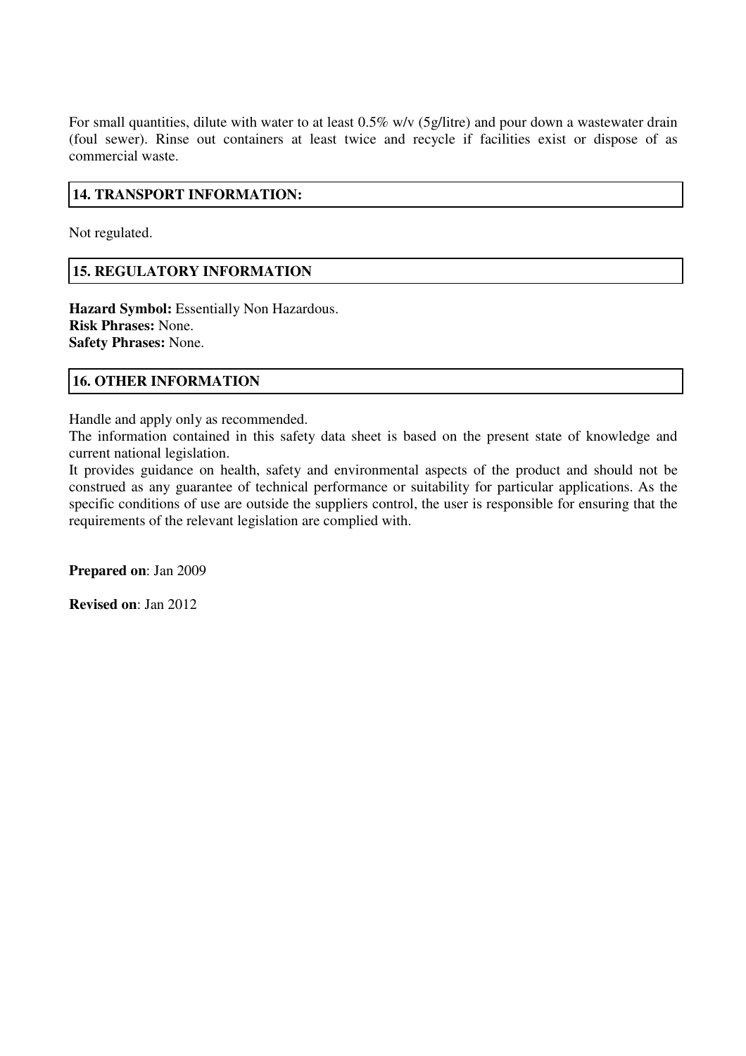For small quantities, dilute with water to at least 0.5% w/v (5g/litre) and pour down a wastewater drain (foul sewer). Rinse out containers at least twice and recycle if facilities exist or dispose of as commercial waste.

## 14. TRANSPORT INFORMATION:

Not regulated.

## 15. REGULATORY INFORMATION

**Hazard Symbol:** Essentially Non Hazardous.
**Risk Phrases:** None.
**Safety Phrases:** None.

## 16. OTHER INFORMATION

Handle and apply only as recommended.
The information contained in this safety data sheet is based on the present state of knowledge and current national legislation.
It provides guidance on health, safety and environmental aspects of the product and should not be construed as any guarantee of technical performance or suitability for particular applications. As the specific conditions of use are outside the suppliers control, the user is responsible for ensuring that the requirements of the relevant legislation are complied with.

**Prepared on**: Jan 2009

**Revised on**: Jan 2012